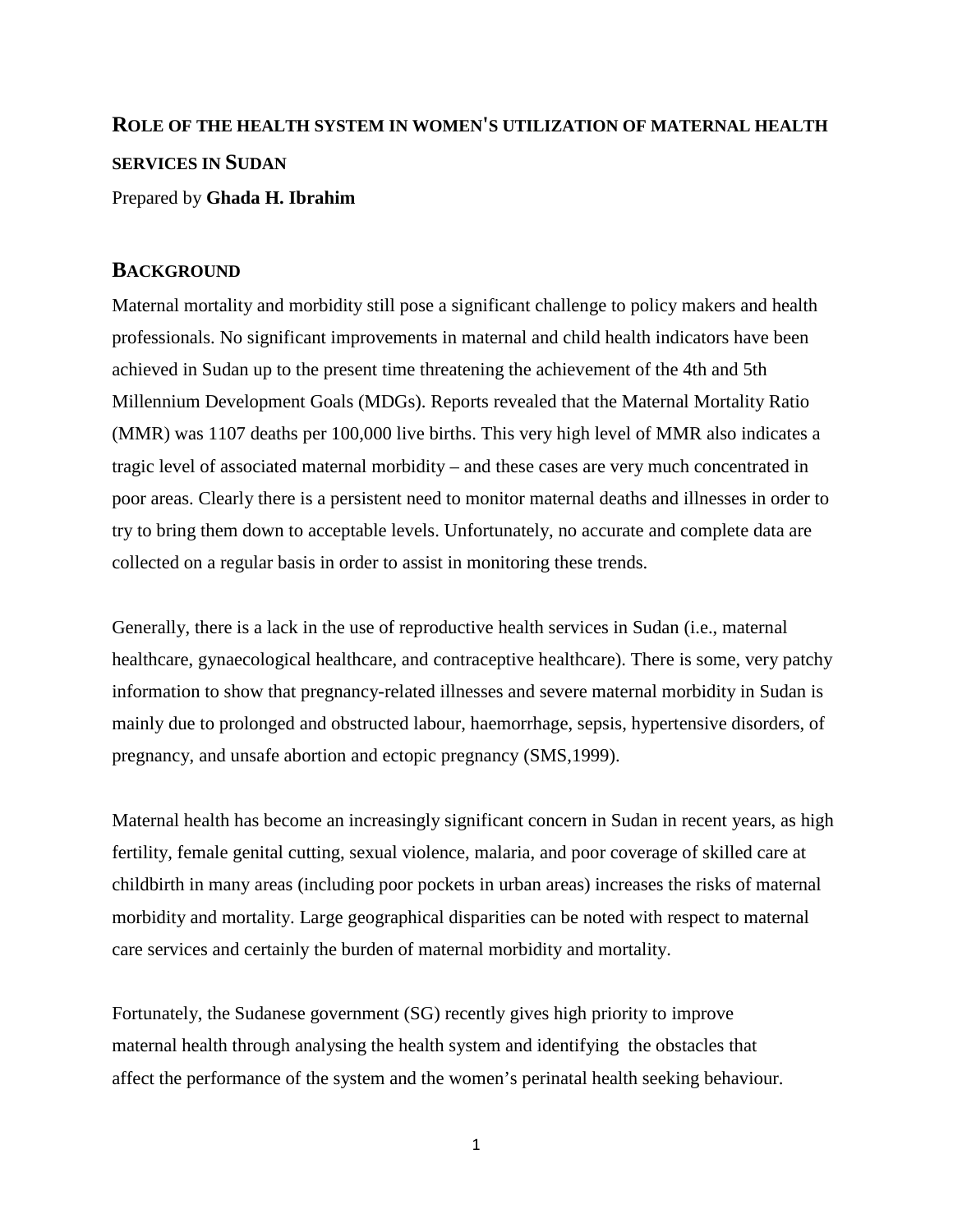# ROLE OF THE HEALTH SYSTEM IN WOMEN'S UTILIZATION OF MATERNAL HEALTH SERVICES IN SUDAN

Prepared by **Ghada H. Ibrahim**

## BACKGROUND

Maternal mortality and morbidity still pose a significant challenge to policy makers and health professionals. No significant improvements in maternal and child health indicators have been achieved in Sudan up to the present time threatening the achievement of the 4th and 5th Millennium Development Goals (MDGs). Reports revealed that the Maternal Mortality Ratio (MMR) was 1107 deaths per 100,000 live births. This very high level of MMR also indicates a tragic level of associated maternal morbidity – and these cases are very much concentrated in poor areas. Clearly there is a persistent need to monitor maternal deaths and illnesses in order to try to bring them down to acceptable levels. Unfortunately, no accurate and complete data are collected on a regular basis in order to assist in monitoring these trends.

Generally, there is a lack in the use of reproductive health services in Sudan (i.e., maternal healthcare, gynaecological healthcare, and contraceptive healthcare). There is some, very patchy information to show that pregnancy-related illnesses and severe maternal morbidity in Sudan is mainly due to prolonged and obstructed labour, haemorrhage, sepsis, hypertensive disorders, of pregnancy, and unsafe abortion and ectopic pregnancy (SMS,1999).

Maternal health has become an increasingly significant concern in Sudan in recent years, as high fertility, female genital cutting, sexual violence, malaria, and poor coverage of skilled care at childbirth in many areas (including poor pockets in urban areas) increases the risks of maternal morbidity and mortality. Large geographical disparities can be noted with respect to maternal care services and certainly the burden of maternal morbidity and mortality.

Fortunately, the Sudanese government (SG) recently gives high priority to improve maternal health through analysing the health system and identifying the obstacles that affect the performance of the system and the women's perinatal health seeking behaviour.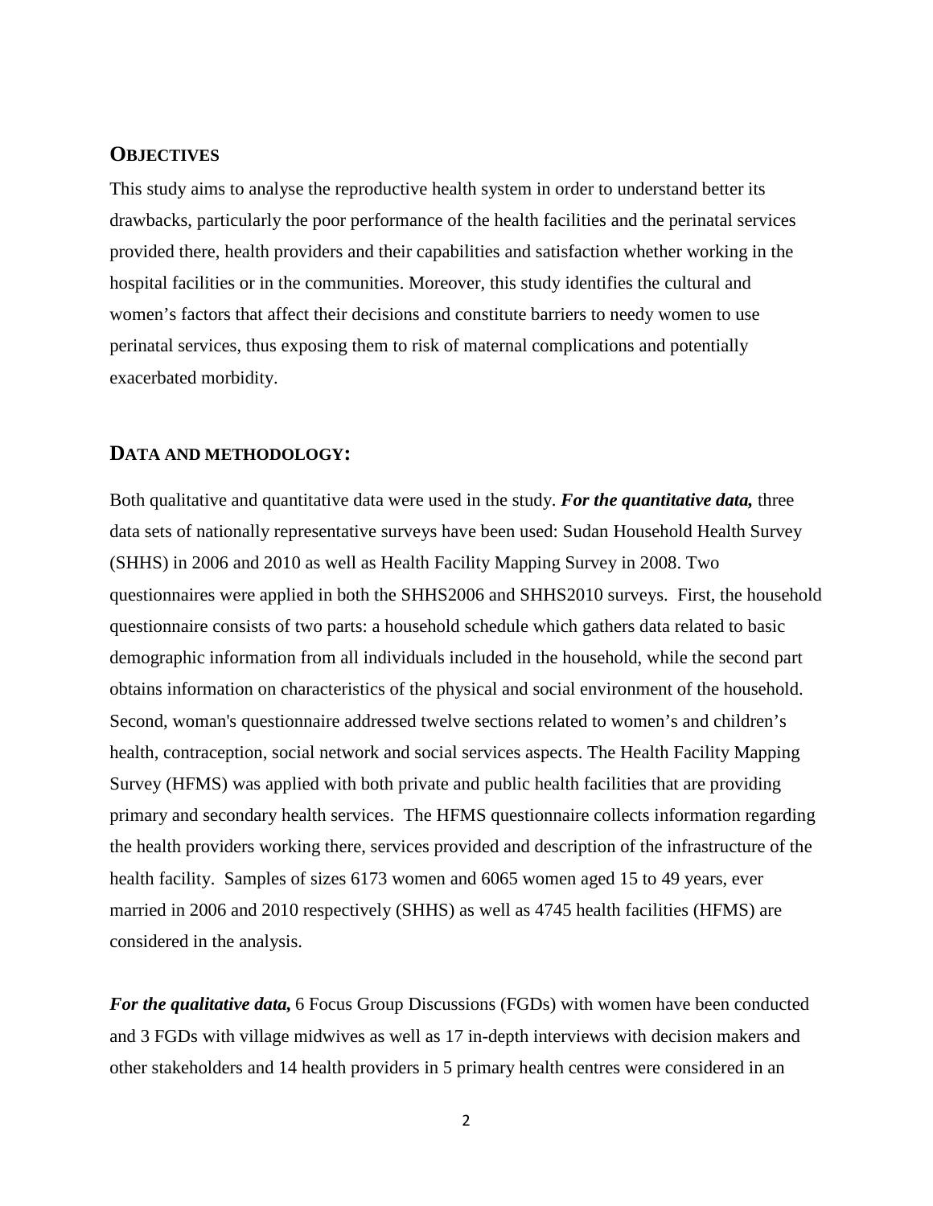## OBJECTIVES

This study aims to analyse the reproductive health system in order to understand better its drawbacks, particularly the poor performance of the health facilities and the perinatal services provided there, health providers and their capabilities and satisfaction whether working in the hospital facilities or in the communities. Moreover, this study identifies the cultural and women's factors that affect their decisions and constitute barriers to needy women to use perinatal services, thus exposing them to risk of maternal complications and potentially exacerbated morbidity.

## DATA AND METHODOLOGY:

Both qualitative and quantitative data were used in the study. ***For the quantitative data,*** three data sets of nationally representative surveys have been used: Sudan Household Health Survey (SHHS) in 2006 and 2010 as well as Health Facility Mapping Survey in 2008. Two questionnaires were applied in both the SHHS2006 and SHHS2010 surveys. First, the household questionnaire consists of two parts: a household schedule which gathers data related to basic demographic information from all individuals included in the household, while the second part obtains information on characteristics of the physical and social environment of the household. Second, woman's questionnaire addressed twelve sections related to women's and children's health, contraception, social network and social services aspects. The Health Facility Mapping Survey (HFMS) was applied with both private and public health facilities that are providing primary and secondary health services. The HFMS questionnaire collects information regarding the health providers working there, services provided and description of the infrastructure of the health facility. Samples of sizes 6173 women and 6065 women aged 15 to 49 years, ever married in 2006 and 2010 respectively (SHHS) as well as 4745 health facilities (HFMS) are considered in the analysis.

***For the qualitative data,*** 6 Focus Group Discussions (FGDs) with women have been conducted and 3 FGDs with village midwives as well as 17 in-depth interviews with decision makers and other stakeholders and 14 health providers in 5 primary health centres were considered in an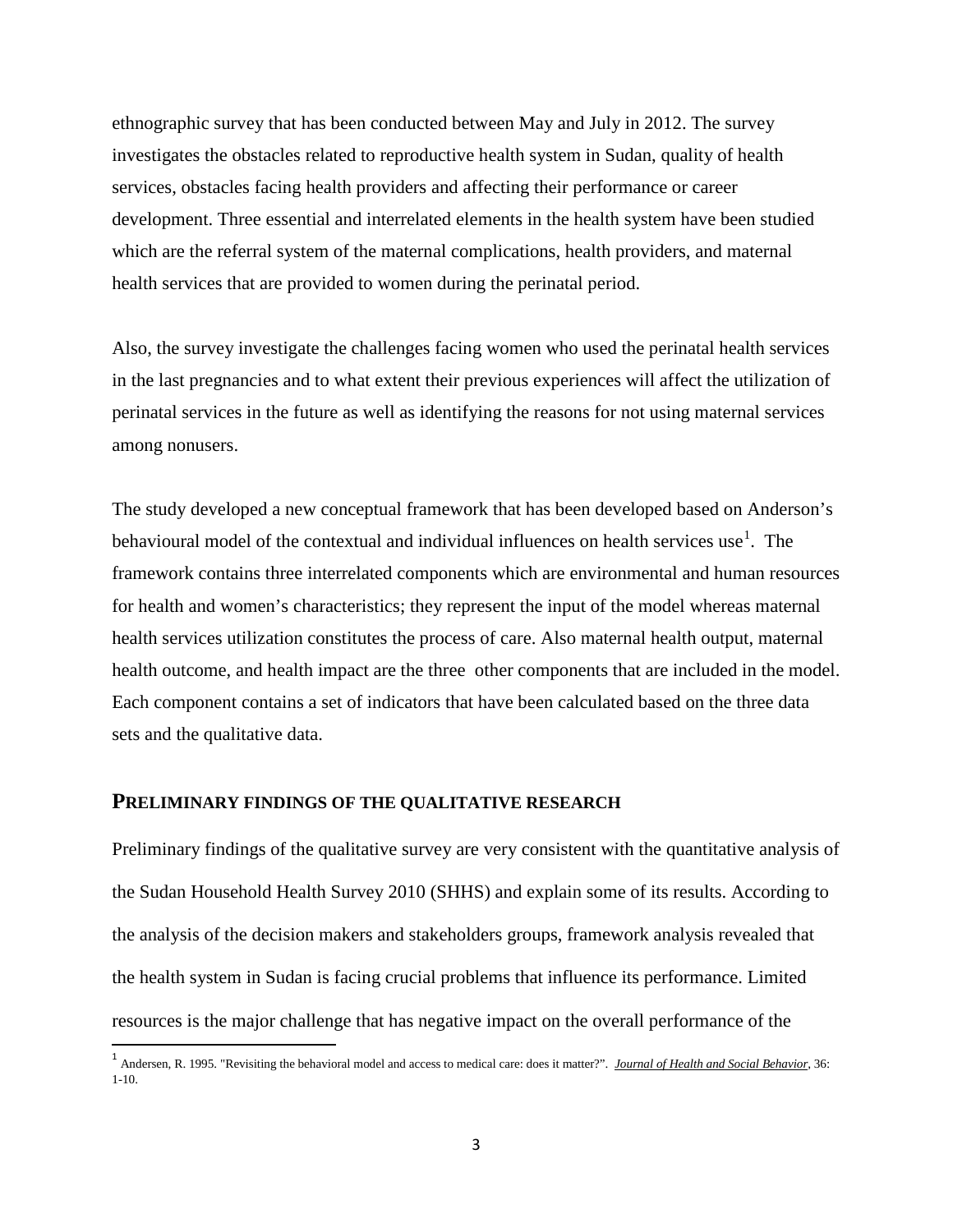ethnographic survey that has been conducted between May and July in 2012. The survey investigates the obstacles related to reproductive health system in Sudan, quality of health services, obstacles facing health providers and affecting their performance or career development. Three essential and interrelated elements in the health system have been studied which are the referral system of the maternal complications, health providers, and maternal health services that are provided to women during the perinatal period.

Also, the survey investigate the challenges facing women who used the perinatal health services in the last pregnancies and to what extent their previous experiences will affect the utilization of perinatal services in the future as well as identifying the reasons for not using maternal services among nonusers.

The study developed a new conceptual framework that has been developed based on Anderson's behavioural model of the contextual and individual influences on health services use[1]. The framework contains three interrelated components which are environmental and human resources for health and women's characteristics; they represent the input of the model whereas maternal health services utilization constitutes the process of care. Also maternal health output, maternal health outcome, and health impact are the three other components that are included in the model. Each component contains a set of indicators that have been calculated based on the three data sets and the qualitative data.

## PRELIMINARY FINDINGS OF THE QUALITATIVE RESEARCH

Preliminary findings of the qualitative survey are very consistent with the quantitative analysis of the Sudan Household Health Survey 2010 (SHHS) and explain some of its results. According to the analysis of the decision makers and stakeholders groups, framework analysis revealed that the health system in Sudan is facing crucial problems that influence its performance. Limited resources is the major challenge that has negative impact on the overall performance of the

---

[1] Andersen, R. 1995. "Revisiting the behavioral model and access to medical care: does it matter?". *Journal of Health and Social Behavior*, 36: 1-10.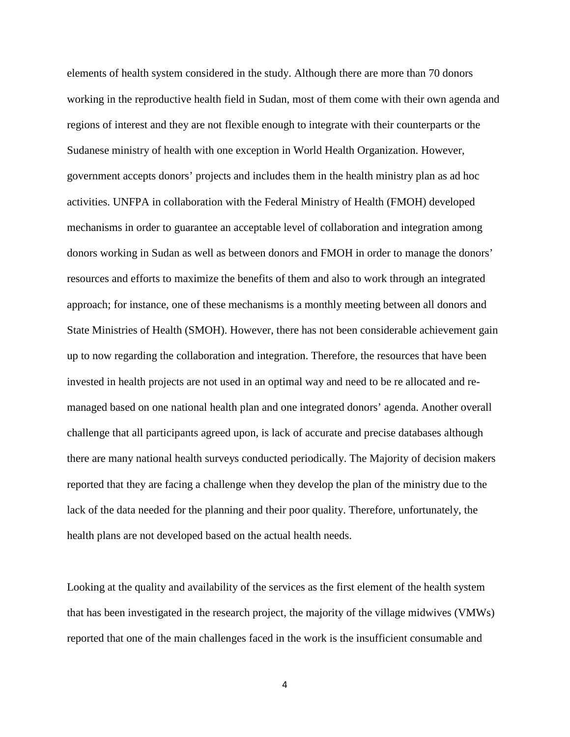elements of health system considered in the study. Although there are more than 70 donors working in the reproductive health field in Sudan, most of them come with their own agenda and regions of interest and they are not flexible enough to integrate with their counterparts or the Sudanese ministry of health with one exception in World Health Organization. However, government accepts donors' projects and includes them in the health ministry plan as ad hoc activities. UNFPA in collaboration with the Federal Ministry of Health (FMOH) developed mechanisms in order to guarantee an acceptable level of collaboration and integration among donors working in Sudan as well as between donors and FMOH in order to manage the donors' resources and efforts to maximize the benefits of them and also to work through an integrated approach; for instance, one of these mechanisms is a monthly meeting between all donors and State Ministries of Health (SMOH). However, there has not been considerable achievement gain up to now regarding the collaboration and integration. Therefore, the resources that have been invested in health projects are not used in an optimal way and need to be re allocated and re-managed based on one national health plan and one integrated donors' agenda. Another overall challenge that all participants agreed upon, is lack of accurate and precise databases although there are many national health surveys conducted periodically. The Majority of decision makers reported that they are facing a challenge when they develop the plan of the ministry due to the lack of the data needed for the planning and their poor quality. Therefore, unfortunately, the health plans are not developed based on the actual health needs.

Looking at the quality and availability of the services as the first element of the health system that has been investigated in the research project, the majority of the village midwives (VMWs) reported that one of the main challenges faced in the work is the insufficient consumable and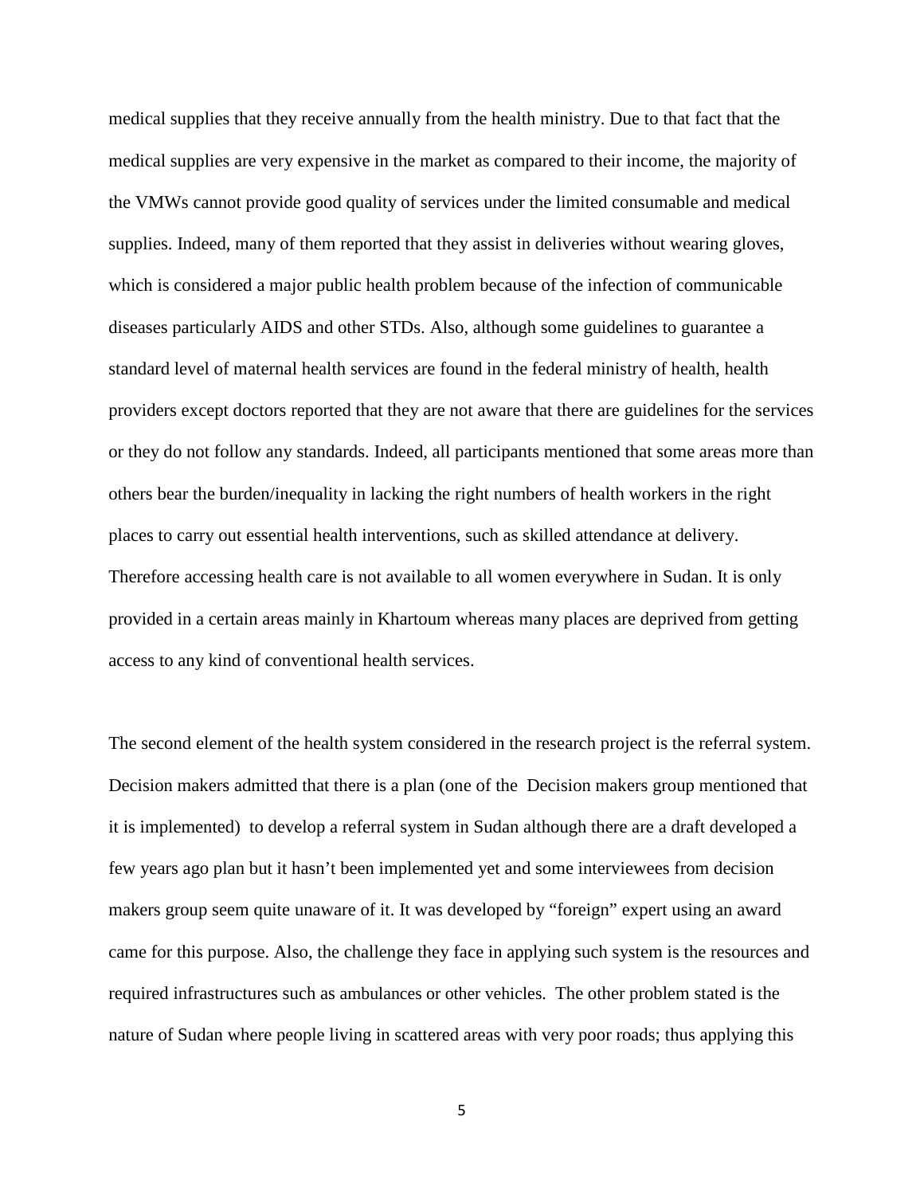medical supplies that they receive annually from the health ministry. Due to that fact that the medical supplies are very expensive in the market as compared to their income, the majority of the VMWs cannot provide good quality of services under the limited consumable and medical supplies. Indeed, many of them reported that they assist in deliveries without wearing gloves, which is considered a major public health problem because of the infection of communicable diseases particularly AIDS and other STDs. Also, although some guidelines to guarantee a standard level of maternal health services are found in the federal ministry of health, health providers except doctors reported that they are not aware that there are guidelines for the services or they do not follow any standards. Indeed, all participants mentioned that some areas more than others bear the burden/inequality in lacking the right numbers of health workers in the right places to carry out essential health interventions, such as skilled attendance at delivery. Therefore accessing health care is not available to all women everywhere in Sudan. It is only provided in a certain areas mainly in Khartoum whereas many places are deprived from getting access to any kind of conventional health services.

The second element of the health system considered in the research project is the referral system. Decision makers admitted that there is a plan (one of the Decision makers group mentioned that it is implemented) to develop a referral system in Sudan although there are a draft developed a few years ago plan but it hasn't been implemented yet and some interviewees from decision makers group seem quite unaware of it. It was developed by "foreign" expert using an award came for this purpose. Also, the challenge they face in applying such system is the resources and required infrastructures such as ambulances or other vehicles. The other problem stated is the nature of Sudan where people living in scattered areas with very poor roads; thus applying this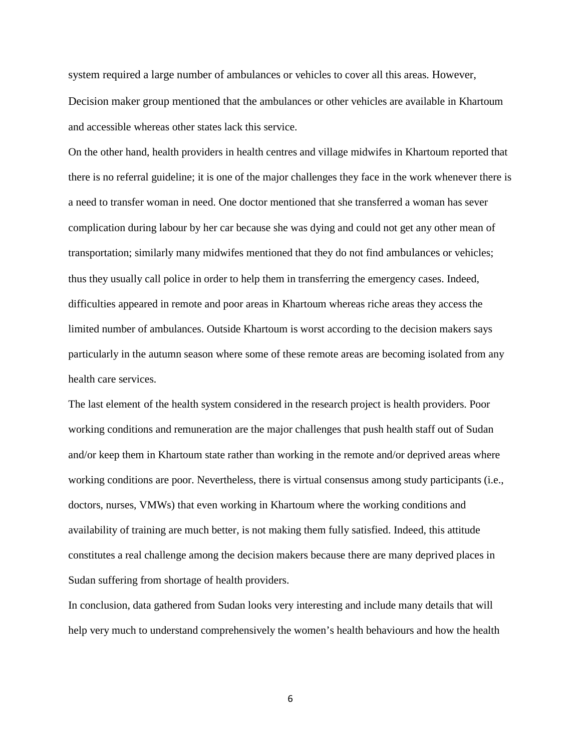system required a large number of ambulances or vehicles to cover all this areas. However, Decision maker group mentioned that the ambulances or other vehicles are available in Khartoum and accessible whereas other states lack this service.

On the other hand, health providers in health centres and village midwifes in Khartoum reported that there is no referral guideline; it is one of the major challenges they face in the work whenever there is a need to transfer woman in need. One doctor mentioned that she transferred a woman has sever complication during labour by her car because she was dying and could not get any other mean of transportation; similarly many midwifes mentioned that they do not find ambulances or vehicles; thus they usually call police in order to help them in transferring the emergency cases. Indeed, difficulties appeared in remote and poor areas in Khartoum whereas riche areas they access the limited number of ambulances. Outside Khartoum is worst according to the decision makers says particularly in the autumn season where some of these remote areas are becoming isolated from any health care services.

The last element of the health system considered in the research project is health providers. Poor working conditions and remuneration are the major challenges that push health staff out of Sudan and/or keep them in Khartoum state rather than working in the remote and/or deprived areas where working conditions are poor. Nevertheless, there is virtual consensus among study participants (i.e., doctors, nurses, VMWs) that even working in Khartoum where the working conditions and availability of training are much better, is not making them fully satisfied. Indeed, this attitude constitutes a real challenge among the decision makers because there are many deprived places in Sudan suffering from shortage of health providers.

In conclusion, data gathered from Sudan looks very interesting and include many details that will help very much to understand comprehensively the women's health behaviours and how the health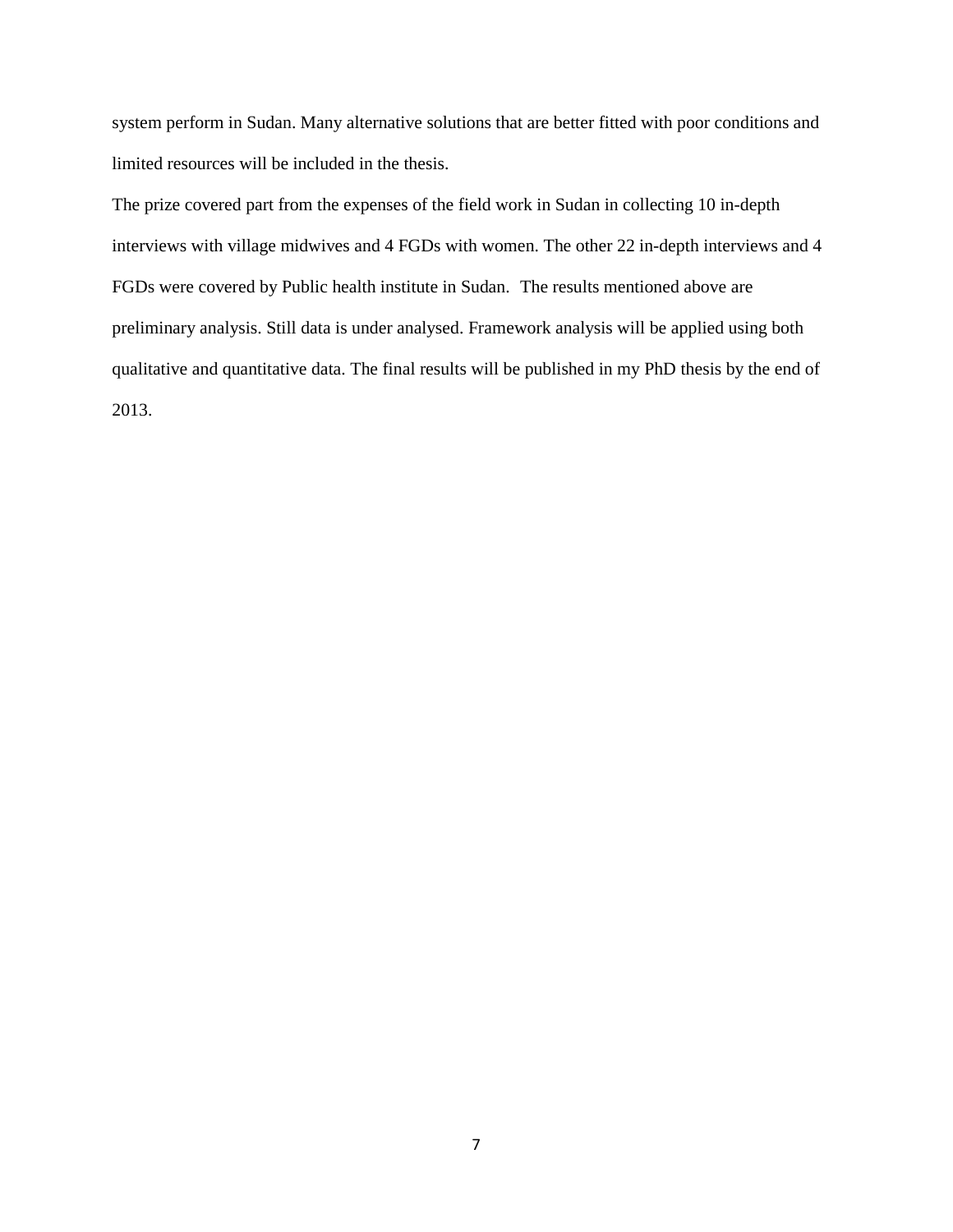system perform in Sudan. Many alternative solutions that are better fitted with poor conditions and limited resources will be included in the thesis.

The prize covered part from the expenses of the field work in Sudan in collecting 10 in-depth interviews with village midwives and 4 FGDs with women. The other 22 in-depth interviews and 4 FGDs were covered by Public health institute in Sudan. The results mentioned above are preliminary analysis. Still data is under analysed. Framework analysis will be applied using both qualitative and quantitative data. The final results will be published in my PhD thesis by the end of 2013.